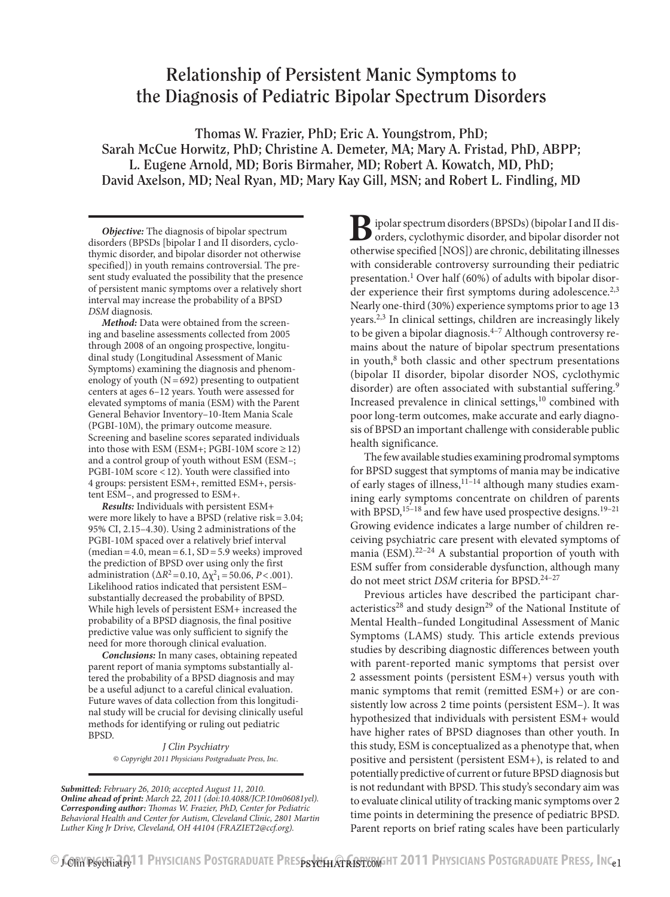# Relationship of Persistent Manic Symptoms to the Diagnosis of Pediatric Bipolar Spectrum Disorders

**Thomas W. Frazier, PhD; Eric A. Youngstrom, PhD; Sarah McCue Horwitz, PhD; Christine A. Demeter, MA; Mary A. Fristad, PhD, ABPP; L. Eugene Arnold, MD; Boris Birmaher, MD; Robert A. Kowatch, MD, PhD; David Axelson, MD; Neal Ryan, MD; Mary Kay Gill, MSN; and Robert L. Findling, MD**

***Objective:*** The diagnosis of bipolar spectrum disorders (BPSDs [bipolar I and II disorders, cyclothymic disorder, and bipolar disorder not otherwise specified]) in youth remains controversial. The present study evaluated the possibility that the presence of persistent manic symptoms over a relatively short interval may increase the probability of a BPSD *DSM* diagnosis.

***Method:*** Data were obtained from the screening and baseline assessments collected from 2005 through 2008 of an ongoing prospective, longitudinal study (Longitudinal Assessment of Manic Symptoms) examining the diagnosis and phenomenology of youth (N = 692) presenting to outpatient centers at ages 6–12 years. Youth were assessed for elevated symptoms of mania (ESM) with the Parent General Behavior Inventory–10-Item Mania Scale (PGBI-10M), the primary outcome measure. Screening and baseline scores separated individuals into those with ESM (ESM+; PGBI-10M score ≥ 12) and a control group of youth without ESM (ESM–; PGBI-10M score < 12). Youth were classified into 4 groups: persistent ESM+, remitted ESM+, persistent ESM–, and progressed to ESM+.

***Results:*** Individuals with persistent ESM+ were more likely to have a BPSD (relative risk = 3.04; 95% CI, 2.15–4.30). Using 2 administrations of the PGBI-10M spaced over a relatively brief interval (median = 4.0, mean = 6.1, SD = 5.9 weeks) improved the prediction of BPSD over using only the first administration ($\Delta R^2 = 0.10$, $\Delta\chi^2_1 = 50.06$, $P < .001$). Likelihood ratios indicated that persistent ESM– substantially decreased the probability of BPSD. While high levels of persistent ESM+ increased the probability of a BPSD diagnosis, the final positive predictive value was only sufficient to signify the need for more thorough clinical evaluation.

***Conclusions:*** In many cases, obtaining repeated parent report of mania symptoms substantially altered the probability of a BPSD diagnosis and may be a useful adjunct to a careful clinical evaluation. Future waves of data collection from this longitudinal study will be crucial for devising clinically useful methods for identifying or ruling out pediatric BPSD.

*J Clin Psychiatry*
*© Copyright 2011 Physicians Postgraduate Press, Inc.*

***Submitted:*** *February 26, 2010; accepted August 11, 2010.*
***Online ahead of print:*** *March 22, 2011 (doi:10.4088/JCP.10m06081yel).*
***Corresponding author:*** *Thomas W. Frazier, PhD, Center for Pediatric Behavioral Health and Center for Autism, Cleveland Clinic, 2801 Martin Luther King Jr Drive, Cleveland, OH 44104 (FRAZIET2@ccf.org).*

Bipolar spectrum disorders (BPSDs) (bipolar I and II disorders, cyclothymic disorder, and bipolar disorder not otherwise specified [NOS]) are chronic, debilitating illnesses with considerable controversy surrounding their pediatric presentation.[1] Over half (60%) of adults with bipolar disorder experience their first symptoms during adolescence.[2,3] Nearly one-third (30%) experience symptoms prior to age 13 years.[2,3] In clinical settings, children are increasingly likely to be given a bipolar diagnosis.[4–7] Although controversy remains about the nature of bipolar spectrum presentations in youth,[8] both classic and other spectrum presentations (bipolar II disorder, bipolar disorder NOS, cyclothymic disorder) are often associated with substantial suffering.[9] Increased prevalence in clinical settings,[10] combined with poor long-term outcomes, make accurate and early diagnosis of BPSD an important challenge with considerable public health significance.

The few available studies examining prodromal symptoms for BPSD suggest that symptoms of mania may be indicative of early stages of illness,[11–14] although many studies examining early symptoms concentrate on children of parents with BPSD,[15–18] and few have used prospective designs.[19–21] Growing evidence indicates a large number of children receiving psychiatric care present with elevated symptoms of mania (ESM).[22–24] A substantial proportion of youth with ESM suffer from considerable dysfunction, although many do not meet strict *DSM* criteria for BPSD.[24–27]

Previous articles have described the participant characteristics[28] and study design[29] of the National Institute of Mental Health–funded Longitudinal Assessment of Manic Symptoms (LAMS) study. This article extends previous studies by describing diagnostic differences between youth with parent-reported manic symptoms that persist over 2 assessment points (persistent ESM+) versus youth with manic symptoms that remit (remitted ESM+) or are consistently low across 2 time points (persistent ESM–). It was hypothesized that individuals with persistent ESM+ would have higher rates of BPSD diagnoses than other youth. In this study, ESM is conceptualized as a phenotype that, when positive and persistent (persistent ESM+), is related to and potentially predictive of current or future BPSD diagnosis but is not redundant with BPSD. This study's secondary aim was to evaluate clinical utility of tracking manic symptoms over 2 time points in determining the presence of pediatric BPSD. Parent reports on brief rating scales have been particularly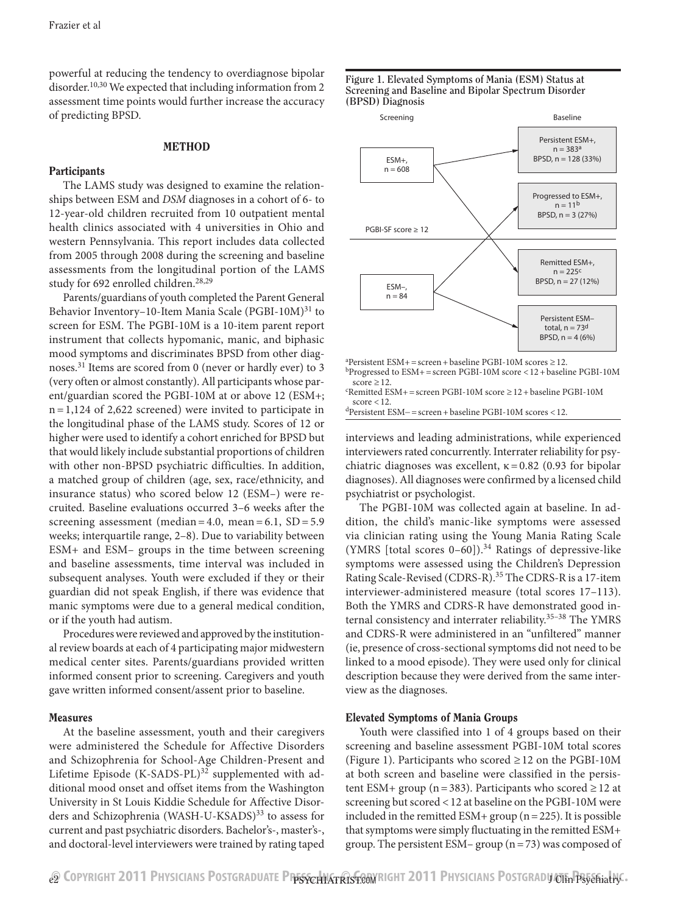powerful at reducing the tendency to overdiagnose bipolar disorder.[10,30] We expected that including information from 2 assessment time points would further increase the accuracy of predicting BPSD.

## METHOD

### Participants

The LAMS study was designed to examine the relationships between ESM and *DSM* diagnoses in a cohort of 6- to 12-year-old children recruited from 10 outpatient mental health clinics associated with 4 universities in Ohio and western Pennsylvania. This report includes data collected from 2005 through 2008 during the screening and baseline assessments from the longitudinal portion of the LAMS study for 692 enrolled children.[28,29]

Parents/guardians of youth completed the Parent General Behavior Inventory–10-Item Mania Scale (PGBI-10M)[31] to screen for ESM. The PGBI-10M is a 10-item parent report instrument that collects hypomanic, manic, and biphasic mood symptoms and discriminates BPSD from other diagnoses.[31] Items are scored from 0 (never or hardly ever) to 3 (very often or almost constantly). All participants whose parent/guardian scored the PGBI-10M at or above 12 (ESM+; n = 1,124 of 2,622 screened) were invited to participate in the longitudinal phase of the LAMS study. Scores of 12 or higher were used to identify a cohort enriched for BPSD but that would likely include substantial proportions of children with other non-BPSD psychiatric difficulties. In addition, a matched group of children (age, sex, race/ethnicity, and insurance status) who scored below 12 (ESM−) were recruited. Baseline evaluations occurred 3–6 weeks after the screening assessment (median = 4.0, mean = 6.1, SD = 5.9 weeks; interquartile range, 2–8). Due to variability between ESM+ and ESM− groups in the time between screening and baseline assessments, time interval was included in subsequent analyses. Youth were excluded if they or their guardian did not speak English, if there was evidence that manic symptoms were due to a general medical condition, or if the youth had autism.

Procedures were reviewed and approved by the institutional review boards at each of 4 participating major midwestern medical center sites. Parents/guardians provided written informed consent prior to screening. Caregivers and youth gave written informed consent/assent prior to baseline.

### Measures

At the baseline assessment, youth and their caregivers were administered the Schedule for Affective Disorders and Schizophrenia for School-Age Children-Present and Lifetime Episode (K-SADS-PL)[32] supplemented with additional mood onset and offset items from the Washington University in St Louis Kiddie Schedule for Affective Disorders and Schizophrenia (WASH-U-KSADS)[33] to assess for current and past psychiatric disorders. Bachelor's-, master's-, and doctoral-level interviewers were trained by rating taped interviews and leading administrations, while experienced interviewers rated concurrently. Interrater reliability for psychiatric diagnoses was excellent, κ = 0.82 (0.93 for bipolar diagnoses). All diagnoses were confirmed by a licensed child psychiatrist or psychologist.

**Figure 1. Elevated Symptoms of Mania (ESM) Status at Screening and Baseline and Bipolar Spectrum Disorder (BPSD) Diagnosis**

| Screening | Baseline |
|---|---|
| ESM+, n = 608 | Persistent ESM+, n = 383[a], BPSD, n = 128 (33%) |
| | Remitted ESM+, n = 225[c], BPSD, n = 27 (12%) |
| ESM−, n = 84 | Progressed to ESM+, n = 11[b], BPSD, n = 3 (27%) |
| | Persistent ESM− total, n = 73[d], BPSD, n = 4 (6%) |

PGBI-SF score ≥ 12

[a]Persistent ESM+ = screen + baseline PGBI-10M scores ≥ 12.
[b]Progressed to ESM+ = screen PGBI-10M score < 12 + baseline PGBI-10M score ≥ 12.
[c]Remitted ESM+ = screen PGBI-10M score ≥ 12 + baseline PGBI-10M score < 12.
[d]Persistent ESM− = screen + baseline PGBI-10M scores < 12.

The PGBI-10M was collected again at baseline. In addition, the child's manic-like symptoms were assessed via clinician rating using the Young Mania Rating Scale (YMRS [total scores 0–60]).[34] Ratings of depressive-like symptoms were assessed using the Children's Depression Rating Scale-Revised (CDRS-R).[35] The CDRS-R is a 17-item interviewer-administered measure (total scores 17–113). Both the YMRS and CDRS-R have demonstrated good internal consistency and interrater reliability.[35–38] The YMRS and CDRS-R were administered in an "unfiltered" manner (ie, presence of cross-sectional symptoms did not need to be linked to a mood episode). They were used only for clinical description because they were derived from the same interview as the diagnoses.

### Elevated Symptoms of Mania Groups

Youth were classified into 1 of 4 groups based on their screening and baseline assessment PGBI-10M total scores (Figure 1). Participants who scored ≥ 12 on the PGBI-10M at both screen and baseline were classified in the persistent ESM+ group (n = 383). Participants who scored ≥ 12 at screening but scored < 12 at baseline on the PGBI-10M were included in the remitted ESM+ group (n = 225). It is possible that symptoms were simply fluctuating in the remitted ESM+ group. The persistent ESM− group (n = 73) was composed of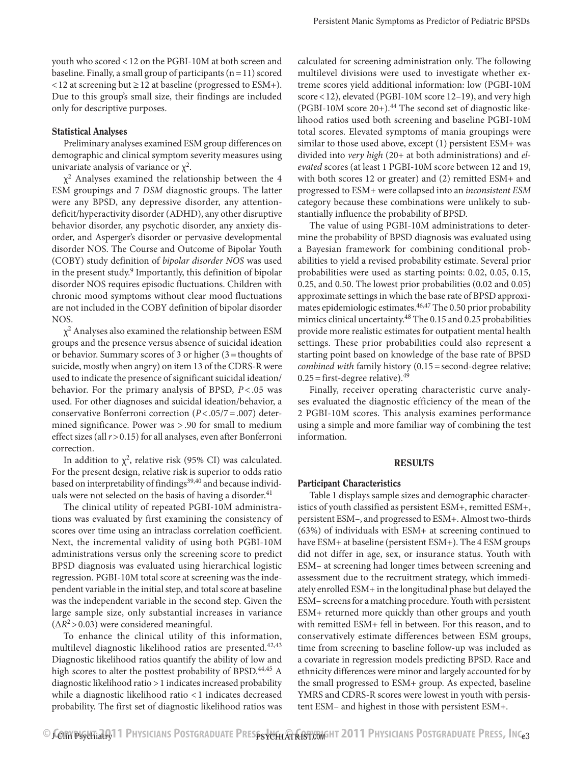youth who scored < 12 on the PGBI-10M at both screen and baseline. Finally, a small group of participants (n = 11) scored < 12 at screening but ≥ 12 at baseline (progressed to ESM+). Due to this group's small size, their findings are included only for descriptive purposes.

### Statistical Analyses

Preliminary analyses examined ESM group differences on demographic and clinical symptom severity measures using univariate analysis of variance or $\chi^2$.

$\chi^2$ Analyses examined the relationship between the 4 ESM groupings and 7 *DSM* diagnostic groups. The latter were any BPSD, any depressive disorder, any attention-deficit/hyperactivity disorder (ADHD), any other disruptive behavior disorder, any psychotic disorder, any anxiety disorder, and Asperger's disorder or pervasive developmental disorder NOS. The Course and Outcome of Bipolar Youth (COBY) study definition of *bipolar disorder NOS* was used in the present study.[9] Importantly, this definition of bipolar disorder NOS requires episodic fluctuations. Children with chronic mood symptoms without clear mood fluctuations are not included in the COBY definition of bipolar disorder NOS.

$\chi^2$ Analyses also examined the relationship between ESM groups and the presence versus absence of suicidal ideation or behavior. Summary scores of 3 or higher (3 = thoughts of suicide, mostly when angry) on item 13 of the CDRS-R were used to indicate the presence of significant suicidal ideation/behavior. For the primary analysis of BPSD, $P < .05$ was used. For other diagnoses and suicidal ideation/behavior, a conservative Bonferroni correction ($P < .05/7 = .007$) determined significance. Power was > .90 for small to medium effect sizes (all $r > 0.15$) for all analyses, even after Bonferroni correction.

In addition to $\chi^2$, relative risk (95% CI) was calculated. For the present design, relative risk is superior to odds ratio based on interpretability of findings[39,40] and because individuals were not selected on the basis of having a disorder.[41]

The clinical utility of repeated PGBI-10M administrations was evaluated by first examining the consistency of scores over time using an intraclass correlation coefficient. Next, the incremental validity of using both PGBI-10M administrations versus only the screening score to predict BPSD diagnosis was evaluated using hierarchical logistic regression. PGBI-10M total score at screening was the independent variable in the initial step, and total score at baseline was the independent variable in the second step. Given the large sample size, only substantial increases in variance ($\Delta R^2 > 0.03$) were considered meaningful.

To enhance the clinical utility of this information, multilevel diagnostic likelihood ratios are presented.[42,43] Diagnostic likelihood ratios quantify the ability of low and high scores to alter the posttest probability of BPSD.[44,45] A diagnostic likelihood ratio > 1 indicates increased probability while a diagnostic likelihood ratio < 1 indicates decreased probability. The first set of diagnostic likelihood ratios was calculated for screening administration only. The following multilevel divisions were used to investigate whether extreme scores yield additional information: low (PGBI-10M score < 12), elevated (PGBI-10M score 12–19), and very high (PGBI-10M score 20+).[44] The second set of diagnostic likelihood ratios used both screening and baseline PGBI-10M total scores. Elevated symptoms of mania groupings were similar to those used above, except (1) persistent ESM+ was divided into *very high* (20+ at both administrations) and *elevated* scores (at least 1 PGBI-10M score between 12 and 19, with both scores 12 or greater) and (2) remitted ESM+ and progressed to ESM+ were collapsed into an *inconsistent ESM* category because these combinations were unlikely to substantially influence the probability of BPSD.

The value of using PGBI-10M administrations to determine the probability of BPSD diagnosis was evaluated using a Bayesian framework for combining conditional probabilities to yield a revised probability estimate. Several prior probabilities were used as starting points: 0.02, 0.05, 0.15, 0.25, and 0.50. The lowest prior probabilities (0.02 and 0.05) approximate settings in which the base rate of BPSD approximates epidemiologic estimates.[46,47] The 0.50 prior probability mimics clinical uncertainty.[48] The 0.15 and 0.25 probabilities provide more realistic estimates for outpatient mental health settings. These prior probabilities could also represent a starting point based on knowledge of the base rate of BPSD *combined with* family history (0.15 = second-degree relative; 0.25 = first-degree relative).[49]

Finally, receiver operating characteristic curve analyses evaluated the diagnostic efficiency of the mean of the 2 PGBI-10M scores. This analysis examines performance using a simple and more familiar way of combining the test information.

## RESULTS

### Participant Characteristics

Table 1 displays sample sizes and demographic characteristics of youth classified as persistent ESM+, remitted ESM+, persistent ESM–, and progressed to ESM+. Almost two-thirds (63%) of individuals with ESM+ at screening continued to have ESM+ at baseline (persistent ESM+). The 4 ESM groups did not differ in age, sex, or insurance status. Youth with ESM– at screening had longer times between screening and assessment due to the recruitment strategy, which immediately enrolled ESM+ in the longitudinal phase but delayed the ESM– screens for a matching procedure. Youth with persistent ESM+ returned more quickly than other groups and youth with remitted ESM+ fell in between. For this reason, and to conservatively estimate differences between ESM groups, time from screening to baseline follow-up was included as a covariate in regression models predicting BPSD. Race and ethnicity differences were minor and largely accounted for by the small progressed to ESM+ group. As expected, baseline YMRS and CDRS-R scores were lowest in youth with persistent ESM– and highest in those with persistent ESM+.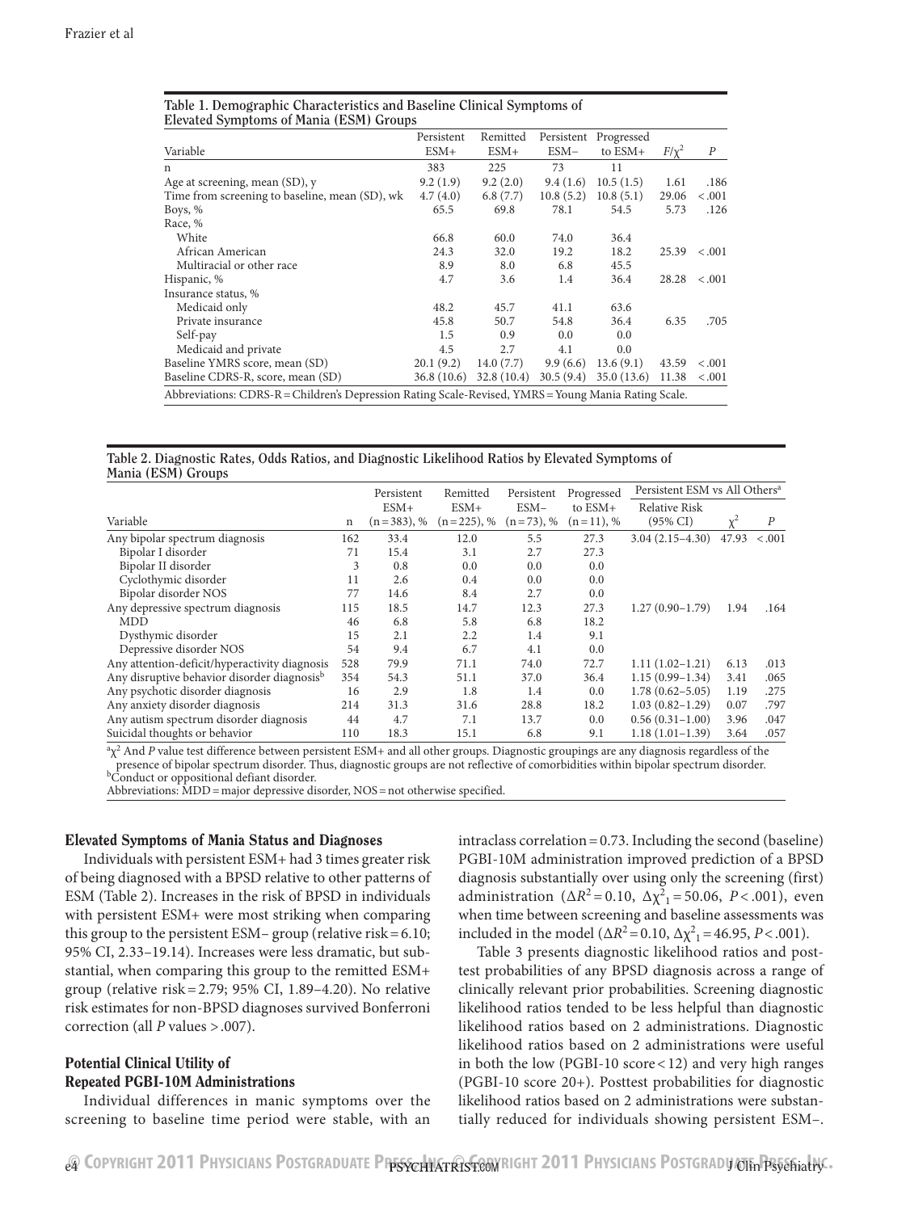**Table 1. Demographic Characteristics and Baseline Clinical Symptoms of Elevated Symptoms of Mania (ESM) Groups**

| Variable | Persistent ESM+ | Remitted ESM+ | Persistent ESM− | Progressed to ESM+ | $F/\chi^2$ | $P$ |
|---|---|---|---|---|---|---|
| n | 383 | 225 | 73 | 11 | | |
| Age at screening, mean (SD), y | 9.2 (1.9) | 9.2 (2.0) | 9.4 (1.6) | 10.5 (1.5) | 1.61 | .186 |
| Time from screening to baseline, mean (SD), wk | 4.7 (4.0) | 6.8 (7.7) | 10.8 (5.2) | 10.8 (5.1) | 29.06 | <.001 |
| Boys, % | 65.5 | 69.8 | 78.1 | 54.5 | 5.73 | .126 |
| Race, % | | | | | | |
| White | 66.8 | 60.0 | 74.0 | 36.4 | | |
| African American | 24.3 | 32.0 | 19.2 | 18.2 | 25.39 | <.001 |
| Multiracial or other race | 8.9 | 8.0 | 6.8 | 45.5 | | |
| Hispanic, % | 4.7 | 3.6 | 1.4 | 36.4 | 28.28 | <.001 |
| Insurance status, % | | | | | | |
| Medicaid only | 48.2 | 45.7 | 41.1 | 63.6 | | |
| Private insurance | 45.8 | 50.7 | 54.8 | 36.4 | 6.35 | .705 |
| Self-pay | 1.5 | 0.9 | 0.0 | 0.0 | | |
| Medicaid and private | 4.5 | 2.7 | 4.1 | 0.0 | | |
| Baseline YMRS score, mean (SD) | 20.1 (9.2) | 14.0 (7.7) | 9.9 (6.6) | 13.6 (9.1) | 43.59 | <.001 |
| Baseline CDRS-R, score, mean (SD) | 36.8 (10.6) | 32.8 (10.4) | 30.5 (9.4) | 35.0 (13.6) | 11.38 | <.001 |

Abbreviations: CDRS-R = Children's Depression Rating Scale-Revised, YMRS = Young Mania Rating Scale.

**Table 2. Diagnostic Rates, Odds Ratios, and Diagnostic Likelihood Ratios by Elevated Symptoms of Mania (ESM) Groups**

| | | Persistent ESM+ | Remitted ESM+ | Persistent ESM− | Progressed to ESM+ | Persistent ESM vs All Others[a] | | |
|---|---|---|---|---|---|---|---|---|
| Variable | n | (n = 383), % | (n = 225), % | (n = 73), % | (n = 11), % | Relative Risk (95% CI) | $\chi^2$ | $P$ |
| Any bipolar spectrum diagnosis | 162 | 33.4 | 12.0 | 5.5 | 27.3 | 3.04 (2.15–4.30) | 47.93 | <.001 |
| Bipolar I disorder | 71 | 15.4 | 3.1 | 2.7 | 27.3 | | | |
| Bipolar II disorder | 3 | 0.8 | 0.0 | 0.0 | 0.0 | | | |
| Cyclothymic disorder | 11 | 2.6 | 0.4 | 0.0 | 0.0 | | | |
| Bipolar disorder NOS | 77 | 14.6 | 8.4 | 2.7 | 0.0 | | | |
| Any depressive spectrum diagnosis | 115 | 18.5 | 14.7 | 12.3 | 27.3 | 1.27 (0.90–1.79) | 1.94 | .164 |
| MDD | 46 | 6.8 | 5.8 | 6.8 | 18.2 | | | |
| Dysthymic disorder | 15 | 2.1 | 2.2 | 1.4 | 9.1 | | | |
| Depressive disorder NOS | 54 | 9.4 | 6.7 | 4.1 | 0.0 | | | |
| Any attention-deficit/hyperactivity diagnosis | 528 | 79.9 | 71.1 | 74.0 | 72.7 | 1.11 (1.02–1.21) | 6.13 | .013 |
| Any disruptive behavior disorder diagnosis[b] | 354 | 54.3 | 51.1 | 37.0 | 36.4 | 1.15 (0.99–1.34) | 3.41 | .065 |
| Any psychotic disorder diagnosis | 16 | 2.9 | 1.8 | 1.4 | 0.0 | 1.78 (0.62–5.05) | 1.19 | .275 |
| Any anxiety disorder diagnosis | 214 | 31.3 | 31.6 | 28.8 | 18.2 | 1.03 (0.82–1.29) | 0.07 | .797 |
| Any autism spectrum disorder diagnosis | 44 | 4.7 | 7.1 | 13.7 | 0.0 | 0.56 (0.31–1.00) | 3.96 | .047 |
| Suicidal thoughts or behavior | 110 | 18.3 | 15.1 | 6.8 | 9.1 | 1.18 (1.01–1.39) | 3.64 | .057 |

[a]$\chi^2$ And $P$ value test difference between persistent ESM+ and all other groups. Diagnostic groupings are any diagnosis regardless of the presence of bipolar spectrum disorder. Thus, diagnostic groups are not reflective of comorbidities within bipolar spectrum disorder.
[b]Conduct or oppositional defiant disorder.
Abbreviations: MDD = major depressive disorder, NOS = not otherwise specified.

### Elevated Symptoms of Mania Status and Diagnoses

Individuals with persistent ESM+ had 3 times greater risk of being diagnosed with a BPSD relative to other patterns of ESM (Table 2). Increases in the risk of BPSD in individuals with persistent ESM+ were most striking when comparing this group to the persistent ESM− group (relative risk = 6.10; 95% CI, 2.33–19.14). Increases were less dramatic, but substantial, when comparing this group to the remitted ESM+ group (relative risk = 2.79; 95% CI, 1.89–4.20). No relative risk estimates for non-BPSD diagnoses survived Bonferroni correction (all $P$ values > .007).

### Potential Clinical Utility of Repeated PGBI-10M Administrations

Individual differences in manic symptoms over the screening to baseline time period were stable, with an intraclass correlation = 0.73. Including the second (baseline) PGBI-10M administration improved prediction of a BPSD diagnosis substantially over using only the screening (first) administration ($\Delta R^2 = 0.10$, $\Delta\chi^2_1 = 50.06$, $P < .001$), even when time between screening and baseline assessments was included in the model ($\Delta R^2 = 0.10$, $\Delta\chi^2_1 = 46.95$, $P < .001$).

Table 3 presents diagnostic likelihood ratios and posttest probabilities of any BPSD diagnosis across a range of clinically relevant prior probabilities. Screening diagnostic likelihood ratios tended to be less helpful than diagnostic likelihood ratios based on 2 administrations. Diagnostic likelihood ratios based on 2 administrations were useful in both the low (PGBI-10 score < 12) and very high ranges (PGBI-10 score 20+). Posttest probabilities for diagnostic likelihood ratios based on 2 administrations were substantially reduced for individuals showing persistent ESM−.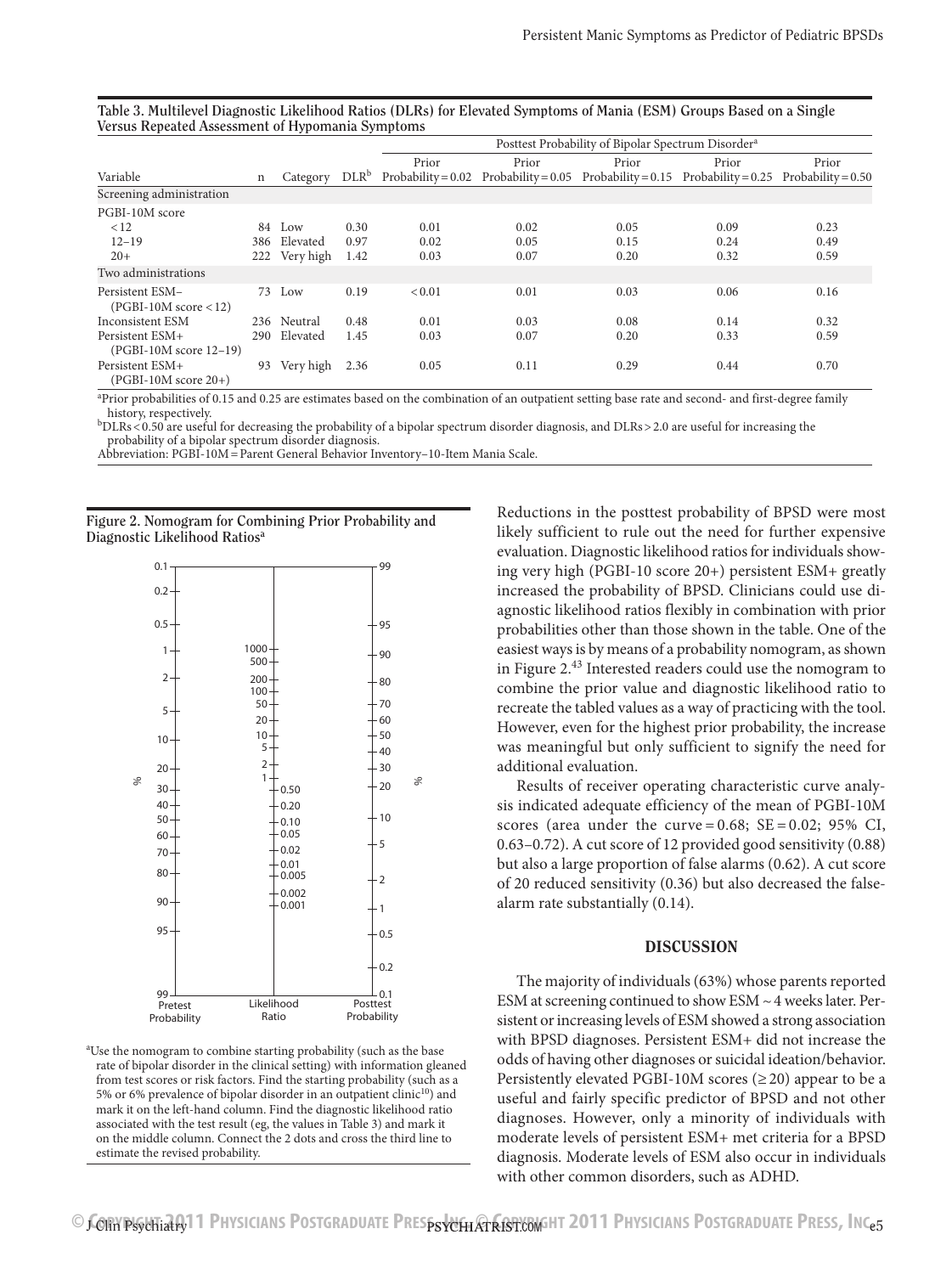**Table 3. Multilevel Diagnostic Likelihood Ratios (DLRs) for Elevated Symptoms of Mania (ESM) Groups Based on a Single Versus Repeated Assessment of Hypomania Symptoms**

| Variable | n | Category | DLR[b] | Posttest Probability of Bipolar Spectrum Disorder[a] | | | | |
|---|---|---|---|---|---|---|---|---|
| | | | | Prior Probability = 0.02 | Prior Probability = 0.05 | Prior Probability = 0.15 | Prior Probability = 0.25 | Prior Probability = 0.50 |
| Screening administration | | | | | | | | |
| PGBI-10M score | | | | | | | | |
| < 12 | 84 | Low | 0.30 | 0.01 | 0.02 | 0.05 | 0.09 | 0.23 |
| 12–19 | 386 | Elevated | 0.97 | 0.02 | 0.05 | 0.15 | 0.24 | 0.49 |
| 20+ | 222 | Very high | 1.42 | 0.03 | 0.07 | 0.20 | 0.32 | 0.59 |
| Two administrations | | | | | | | | |
| Persistent ESM– (PGBI-10M score < 12) | 73 | Low | 0.19 | < 0.01 | 0.01 | 0.03 | 0.06 | 0.16 |
| Inconsistent ESM | 236 | Neutral | 0.48 | 0.01 | 0.03 | 0.08 | 0.14 | 0.32 |
| Persistent ESM+ (PGBI-10M score 12–19) | 290 | Elevated | 1.45 | 0.03 | 0.07 | 0.20 | 0.33 | 0.59 |
| Persistent ESM+ (PGBI-10M score 20+) | 93 | Very high | 2.36 | 0.05 | 0.11 | 0.29 | 0.44 | 0.70 |

[a]Prior probabilities of 0.15 and 0.25 are estimates based on the combination of an outpatient setting base rate and second- and first-degree family history, respectively.
[b]DLRs < 0.50 are useful for decreasing the probability of a bipolar spectrum disorder diagnosis, and DLRs > 2.0 are useful for increasing the probability of a bipolar spectrum disorder diagnosis.
Abbreviation: PGBI-10M = Parent General Behavior Inventory–10-Item Mania Scale.

**Figure 2. Nomogram for Combining Prior Probability and Diagnostic Likelihood Ratios[a]**

| Pretest Probability (%) | Likelihood Ratio | Posttest Probability (%) |
|---|---|---|
| 0.1, 0.2, 0.5, 1, 2, 5, 10, 20, 30, 40, 50, 60, 70, 80, 90, 95, 99 | 1000, 500, 200, 100, 50, 20, 10, 5, 2, 1, 0.50, 0.20, 0.10, 0.05, 0.02, 0.01, 0.005, 0.002, 0.001 | 99, 95, 90, 80, 70, 60, 50, 40, 30, 20, 10, 5, 2, 1, 0.5, 0.2, 0.1 |

[a]Use the nomogram to combine starting probability (such as the base rate of bipolar disorder in the clinical setting) with information gleaned from test scores or risk factors. Find the starting probability (such as a 5% or 6% prevalence of bipolar disorder in an outpatient clinic[10]) and mark it on the left-hand column. Find the diagnostic likelihood ratio associated with the test result (eg, the values in Table 3) and mark it on the middle column. Connect the 2 dots and cross the third line to estimate the revised probability.

Reductions in the posttest probability of BPSD were most likely sufficient to rule out the need for further expensive evaluation. Diagnostic likelihood ratios for individuals showing very high (PGBI-10 score 20+) persistent ESM+ greatly increased the probability of BPSD. Clinicians could use diagnostic likelihood ratios flexibly in combination with prior probabilities other than those shown in the table. One of the easiest ways is by means of a probability nomogram, as shown in Figure 2.[43] Interested readers could use the nomogram to combine the prior value and diagnostic likelihood ratio to recreate the tabled values as a way of practicing with the tool. However, even for the highest prior probability, the increase was meaningful but only sufficient to signify the need for additional evaluation.

Results of receiver operating characteristic curve analysis indicated adequate efficiency of the mean of PGBI-10M scores (area under the curve = 0.68; SE = 0.02; 95% CI, 0.63–0.72). A cut score of 12 provided good sensitivity (0.88) but also a large proportion of false alarms (0.62). A cut score of 20 reduced sensitivity (0.36) but also decreased the false-alarm rate substantially (0.14).

## DISCUSSION

The majority of individuals (63%) whose parents reported ESM at screening continued to show ESM ~ 4 weeks later. Persistent or increasing levels of ESM showed a strong association with BPSD diagnoses. Persistent ESM+ did not increase the odds of having other diagnoses or suicidal ideation/behavior. Persistently elevated PGBI-10M scores (≥ 20) appear to be a useful and fairly specific predictor of BPSD and not other diagnoses. However, only a minority of individuals with moderate levels of persistent ESM+ met criteria for a BPSD diagnosis. Moderate levels of ESM also occur in individuals with other common disorders, such as ADHD.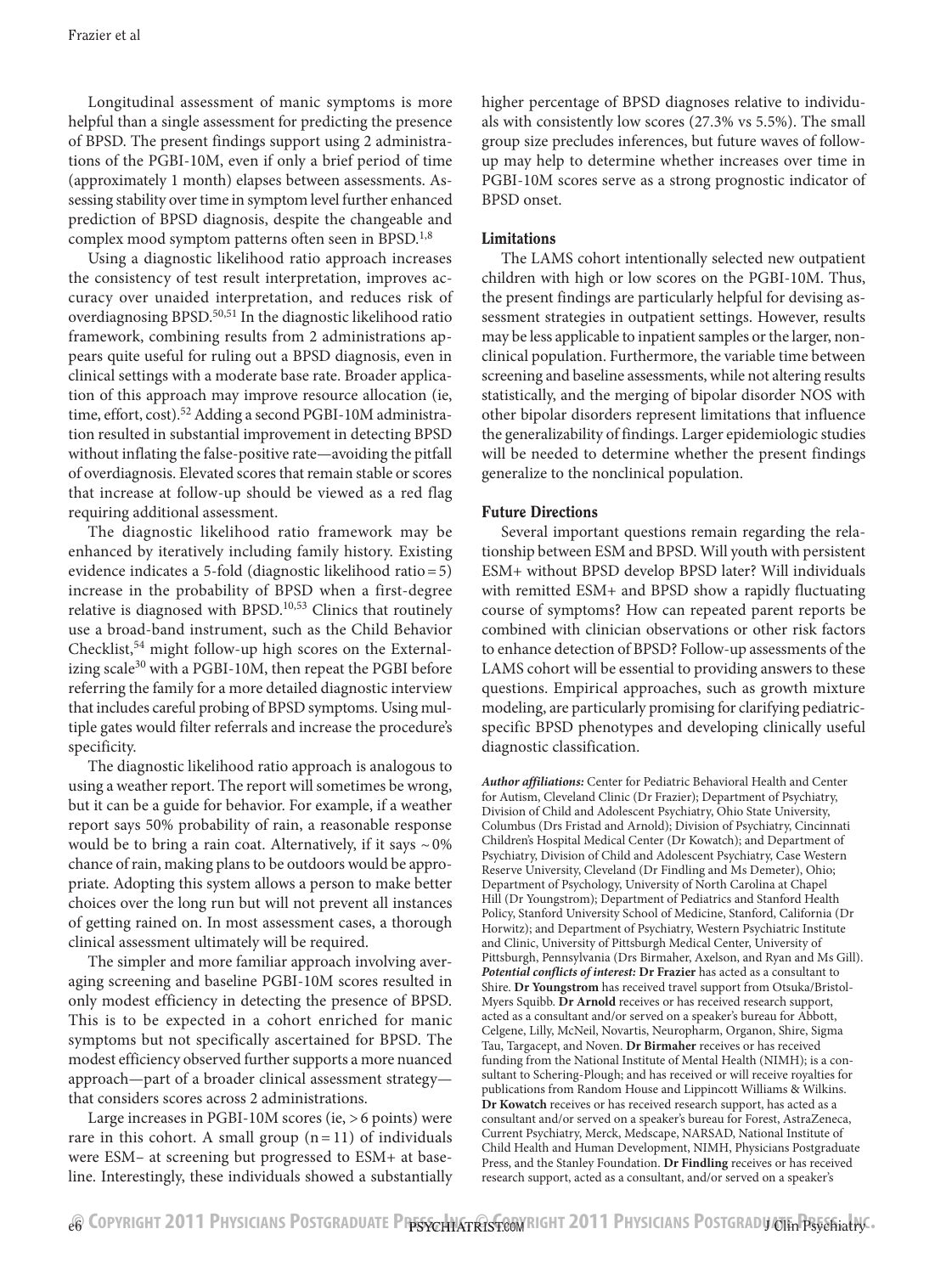Longitudinal assessment of manic symptoms is more helpful than a single assessment for predicting the presence of BPSD. The present findings support using 2 administrations of the PGBI-10M, even if only a brief period of time (approximately 1 month) elapses between assessments. Assessing stability over time in symptom level further enhanced prediction of BPSD diagnosis, despite the changeable and complex mood symptom patterns often seen in BPSD.[1,8]

Using a diagnostic likelihood ratio approach increases the consistency of test result interpretation, improves accuracy over unaided interpretation, and reduces risk of overdiagnosing BPSD.[50,51] In the diagnostic likelihood ratio framework, combining results from 2 administrations appears quite useful for ruling out a BPSD diagnosis, even in clinical settings with a moderate base rate. Broader application of this approach may improve resource allocation (ie, time, effort, cost).[52] Adding a second PGBI-10M administration resulted in substantial improvement in detecting BPSD without inflating the false-positive rate—avoiding the pitfall of overdiagnosis. Elevated scores that remain stable or scores that increase at follow-up should be viewed as a red flag requiring additional assessment.

The diagnostic likelihood ratio framework may be enhanced by iteratively including family history. Existing evidence indicates a 5-fold (diagnostic likelihood ratio = 5) increase in the probability of BPSD when a first-degree relative is diagnosed with BPSD.[10,53] Clinics that routinely use a broad-band instrument, such as the Child Behavior Checklist,[54] might follow-up high scores on the Externalizing scale[30] with a PGBI-10M, then repeat the PGBI before referring the family for a more detailed diagnostic interview that includes careful probing of BPSD symptoms. Using multiple gates would filter referrals and increase the procedure's specificity.

The diagnostic likelihood ratio approach is analogous to using a weather report. The report will sometimes be wrong, but it can be a guide for behavior. For example, if a weather report says 50% probability of rain, a reasonable response would be to bring a rain coat. Alternatively, if it says ~0% chance of rain, making plans to be outdoors would be appropriate. Adopting this system allows a person to make better choices over the long run but will not prevent all instances of getting rained on. In most assessment cases, a thorough clinical assessment ultimately will be required.

The simpler and more familiar approach involving averaging screening and baseline PGBI-10M scores resulted in only modest efficiency in detecting the presence of BPSD. This is to be expected in a cohort enriched for manic symptoms but not specifically ascertained for BPSD. The modest efficiency observed further supports a more nuanced approach—part of a broader clinical assessment strategy—that considers scores across 2 administrations.

Large increases in PGBI-10M scores (ie, > 6 points) were rare in this cohort. A small group (n = 11) of individuals were ESM– at screening but progressed to ESM+ at baseline. Interestingly, these individuals showed a substantially higher percentage of BPSD diagnoses relative to individuals with consistently low scores (27.3% vs 5.5%). The small group size precludes inferences, but future waves of follow-up may help to determine whether increases over time in PGBI-10M scores serve as a strong prognostic indicator of BPSD onset.

### Limitations

The LAMS cohort intentionally selected new outpatient children with high or low scores on the PGBI-10M. Thus, the present findings are particularly helpful for devising assessment strategies in outpatient settings. However, results may be less applicable to inpatient samples or the larger, nonclinical population. Furthermore, the variable time between screening and baseline assessments, while not altering results statistically, and the merging of bipolar disorder NOS with other bipolar disorders represent limitations that influence the generalizability of findings. Larger epidemiologic studies will be needed to determine whether the present findings generalize to the nonclinical population.

### Future Directions

Several important questions remain regarding the relationship between ESM and BPSD. Will youth with persistent ESM+ without BPSD develop BPSD later? Will individuals with remitted ESM+ and BPSD show a rapidly fluctuating course of symptoms? How can repeated parent reports be combined with clinician observations or other risk factors to enhance detection of BPSD? Follow-up assessments of the LAMS cohort will be essential to providing answers to these questions. Empirical approaches, such as growth mixture modeling, are particularly promising for clarifying pediatric-specific BPSD phenotypes and developing clinically useful diagnostic classification.

***Author affiliations:*** Center for Pediatric Behavioral Health and Center for Autism, Cleveland Clinic (Dr Frazier); Department of Psychiatry, Division of Child and Adolescent Psychiatry, Ohio State University, Columbus (Drs Fristad and Arnold); Division of Psychiatry, Cincinnati Children's Hospital Medical Center (Dr Kowatch); and Department of Psychiatry, Division of Child and Adolescent Psychiatry, Case Western Reserve University, Cleveland (Dr Findling and Ms Demeter), Ohio; Department of Psychology, University of North Carolina at Chapel Hill (Dr Youngstrom); Department of Pediatrics and Stanford Health Policy, Stanford University School of Medicine, Stanford, California (Dr Horwitz); and Department of Psychiatry, Western Psychiatric Institute and Clinic, University of Pittsburgh Medical Center, University of Pittsburgh, Pennsylvania (Drs Birmaher, Axelson, and Ryan and Ms Gill).
***Potential conflicts of interest:*** **Dr Frazier** has acted as a consultant to Shire. **Dr Youngstrom** has received travel support from Otsuka/Bristol-Myers Squibb. **Dr Arnold** receives or has received research support, acted as a consultant and/or served on a speaker's bureau for Abbott, Celgene, Lilly, McNeil, Novartis, Neuropharm, Organon, Shire, Sigma Tau, Targacept, and Noven. **Dr Birmaher** receives or has received funding from the National Institute of Mental Health (NIMH); is a consultant to Schering-Plough; and has received or will receive royalties for publications from Random House and Lippincott Williams & Wilkins. **Dr Kowatch** receives or has received research support, has acted as a consultant and/or served on a speaker's bureau for Forest, AstraZeneca, Current Psychiatry, Merck, Medscape, NARSAD, National Institute of Child Health and Human Development, NIMH, Physicians Postgraduate Press, and the Stanley Foundation. **Dr Findling** receives or has received research support, acted as a consultant, and/or served on a speaker's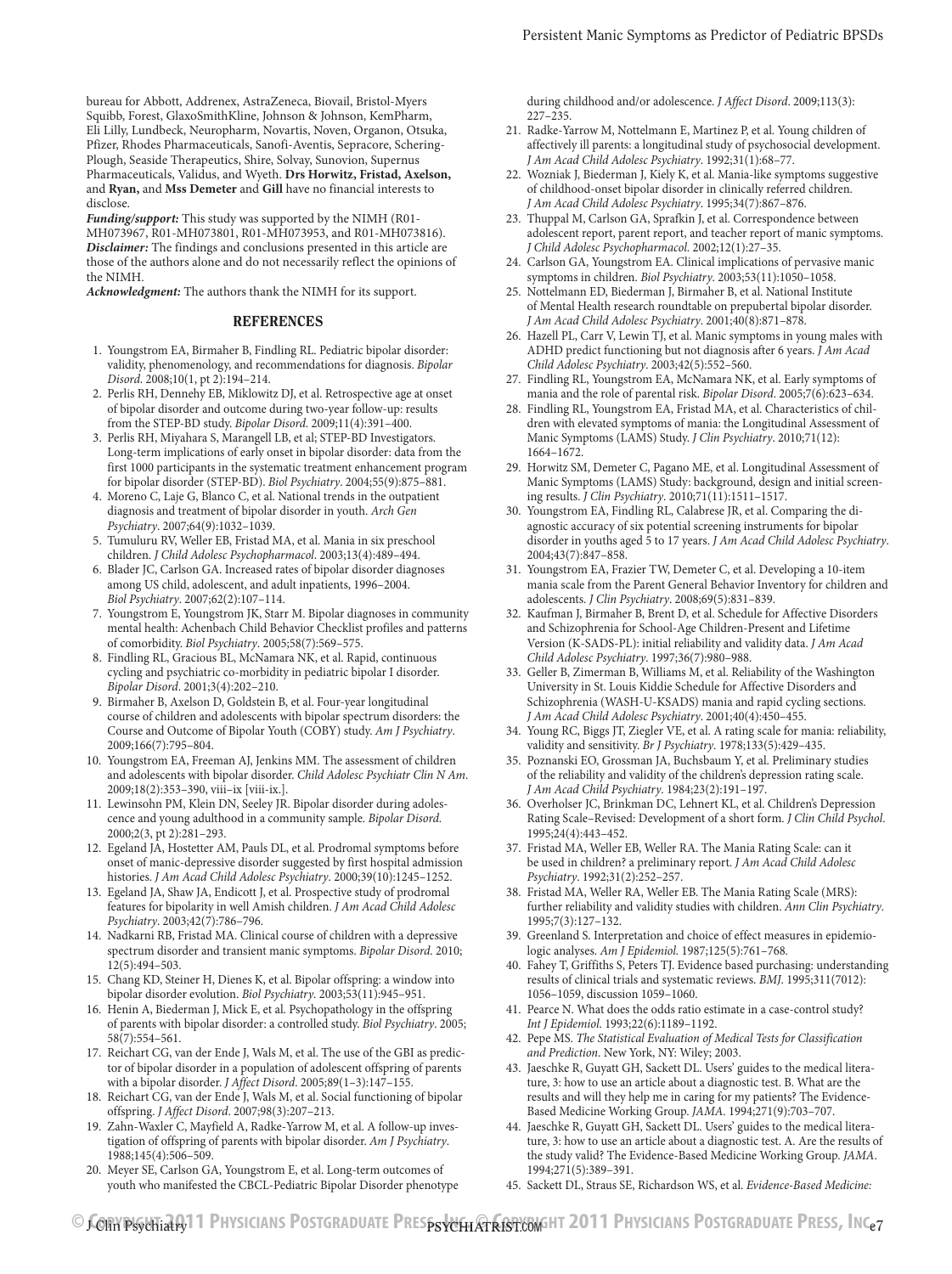bureau for Abbott, Addrenex, AstraZeneca, Biovail, Bristol-Myers Squibb, Forest, GlaxoSmithKline, Johnson & Johnson, KemPharm, Eli Lilly, Lundbeck, Neuropharm, Novartis, Noven, Organon, Otsuka, Pfizer, Rhodes Pharmaceuticals, Sanofi-Aventis, Sepracore, Schering-Plough, Seaside Therapeutics, Shire, Solvay, Sunovion, Supernus Pharmaceuticals, Validus, and Wyeth. **Drs Horwitz, Fristad, Axelson,** and **Ryan,** and **Mss Demeter** and **Gill** have no financial interests to disclose.

***Funding/support:*** This study was supported by the NIMH (R01-MH073967, R01-MH073801, R01-MH073953, and R01-MH073816).

***Disclaimer:*** The findings and conclusions presented in this article are those of the authors alone and do not necessarily reflect the opinions of the NIMH.

***Acknowledgment:*** The authors thank the NIMH for its support.

## REFERENCES

1. Youngstrom EA, Birmaher B, Findling RL. Pediatric bipolar disorder: validity, phenomenology, and recommendations for diagnosis. *Bipolar Disord*. 2008;10(1, pt 2):194–214.
2. Perlis RH, Dennehy EB, Miklowitz DJ, et al. Retrospective age at onset of bipolar disorder and outcome during two-year follow-up: results from the STEP-BD study. *Bipolar Disord*. 2009;11(4):391–400.
3. Perlis RH, Miyahara S, Marangell LB, et al; STEP-BD Investigators. Long-term implications of early onset in bipolar disorder: data from the first 1000 participants in the systematic treatment enhancement program for bipolar disorder (STEP-BD). *Biol Psychiatry*. 2004;55(9):875–881.
4. Moreno C, Laje G, Blanco C, et al. National trends in the outpatient diagnosis and treatment of bipolar disorder in youth. *Arch Gen Psychiatry*. 2007;64(9):1032–1039.
5. Tumuluru RV, Weller EB, Fristad MA, et al. Mania in six preschool children. *J Child Adolesc Psychopharmacol*. 2003;13(4):489–494.
6. Blader JC, Carlson GA. Increased rates of bipolar disorder diagnoses among US child, adolescent, and adult inpatients, 1996–2004. *Biol Psychiatry*. 2007;62(2):107–114.
7. Youngstrom E, Youngstrom JK, Starr M. Bipolar diagnoses in community mental health: Achenbach Child Behavior Checklist profiles and patterns of comorbidity. *Biol Psychiatry*. 2005;58(7):569–575.
8. Findling RL, Gracious BL, McNamara NK, et al. Rapid, continuous cycling and psychiatric co-morbidity in pediatric bipolar I disorder. *Bipolar Disord*. 2001;3(4):202–210.
9. Birmaher B, Axelson D, Goldstein B, et al. Four-year longitudinal course of children and adolescents with bipolar spectrum disorders: the Course and Outcome of Bipolar Youth (COBY) study. *Am J Psychiatry*. 2009;166(7):795–804.
10. Youngstrom EA, Freeman AJ, Jenkins MM. The assessment of children and adolescents with bipolar disorder. *Child Adolesc Psychiatr Clin N Am*. 2009;18(2):353–390, viii–ix [viii-ix.].
11. Lewinsohn PM, Klein DN, Seeley JR. Bipolar disorder during adolescence and young adulthood in a community sample. *Bipolar Disord*. 2000;2(3, pt 2):281–293.
12. Egeland JA, Hostetter AM, Pauls DL, et al. Prodromal symptoms before onset of manic-depressive disorder suggested by first hospital admission histories. *J Am Acad Child Adolesc Psychiatry*. 2000;39(10):1245–1252.
13. Egeland JA, Shaw JA, Endicott J, et al. Prospective study of prodromal features for bipolarity in well Amish children. *J Am Acad Child Adolesc Psychiatry*. 2003;42(7):786–796.
14. Nadkarni RB, Fristad MA. Clinical course of children with a depressive spectrum disorder and transient manic symptoms. *Bipolar Disord*. 2010; 12(5):494–503.
15. Chang KD, Steiner H, Dienes K, et al. Bipolar offspring: a window into bipolar disorder evolution. *Biol Psychiatry*. 2003;53(11):945–951.
16. Henin A, Biederman J, Mick E, et al. Psychopathology in the offspring of parents with bipolar disorder: a controlled study. *Biol Psychiatry*. 2005; 58(7):554–561.
17. Reichart CG, van der Ende J, Wals M, et al. The use of the GBI as predictor of bipolar disorder in a population of adolescent offspring of parents with a bipolar disorder. *J Affect Disord*. 2005;89(1–3):147–155.
18. Reichart CG, van der Ende J, Wals M, et al. Social functioning of bipolar offspring. *J Affect Disord*. 2007;98(3):207–213.
19. Zahn-Waxler C, Mayfield A, Radke-Yarrow M. A follow-up investigation of offspring of parents with bipolar disorder. *Am J Psychiatry*. 1988;145(4):506–509.
20. Meyer SE, Carlson GA, Youngstrom E, et al. Long-term outcomes of youth who manifested the CBCL-Pediatric Bipolar Disorder phenotype during childhood and/or adolescence. *J Affect Disord*. 2009;113(3): 227–235.
21. Radke-Yarrow M, Nottelmann E, Martinez P, et al. Young children of affectively ill parents: a longitudinal study of psychosocial development. *J Am Acad Child Adolesc Psychiatry*. 1992;31(1):68–77.
22. Wozniak J, Biederman J, Kiely K, et al. Mania-like symptoms suggestive of childhood-onset bipolar disorder in clinically referred children. *J Am Acad Child Adolesc Psychiatry*. 1995;34(7):867–876.
23. Thuppal M, Carlson GA, Sprafkin J, et al. Correspondence between adolescent report, parent report, and teacher report of manic symptoms. *J Child Adolesc Psychopharmacol*. 2002;12(1):27–35.
24. Carlson GA, Youngstrom EA. Clinical implications of pervasive manic symptoms in children. *Biol Psychiatry*. 2003;53(11):1050–1058.
25. Nottelmann ED, Biederman J, Birmaher B, et al. National Institute of Mental Health research roundtable on prepubertal bipolar disorder. *J Am Acad Child Adolesc Psychiatry*. 2001;40(8):871–878.
26. Hazell PL, Carr V, Lewin TJ, et al. Manic symptoms in young males with ADHD predict functioning but not diagnosis after 6 years. *J Am Acad Child Adolesc Psychiatry*. 2003;42(5):552–560.
27. Findling RL, Youngstrom EA, McNamara NK, et al. Early symptoms of mania and the role of parental risk. *Bipolar Disord*. 2005;7(6):623–634.
28. Findling RL, Youngstrom EA, Fristad MA, et al. Characteristics of children with elevated symptoms of mania: the Longitudinal Assessment of Manic Symptoms (LAMS) Study. *J Clin Psychiatry*. 2010;71(12): 1664–1672.
29. Horwitz SM, Demeter C, Pagano ME, et al. Longitudinal Assessment of Manic Symptoms (LAMS) study: background, design and initial screening results. *J Clin Psychiatry*. 2010;71(11):1511–1517.
30. Youngstrom EA, Findling RL, Calabrese JR, et al. Comparing the diagnostic accuracy of six potential screening instruments for bipolar disorder in youths aged 5 to 17 years. *J Am Acad Child Adolesc Psychiatry*. 2004;43(7):847–858.
31. Youngstrom EA, Frazier TW, Demeter C, et al. Developing a 10-item mania scale from the Parent General Behavior Inventory for children and adolescents. *J Clin Psychiatry*. 2008;69(5):831–839.
32. Kaufman J, Birmaher B, Brent D, et al. Schedule for Affective Disorders and Schizophrenia for School-Age Children-Present and Lifetime Version (K-SADS-PL): initial reliability and validity data. *J Am Acad Child Adolesc Psychiatry*. 1997;36(7):980–988.
33. Geller B, Zimerman B, Williams M, et al. Reliability of the Washington University in St. Louis Kiddie Schedule for Affective Disorders and Schizophrenia (WASH-U-KSADS) mania and rapid cycling sections. *J Am Acad Child Adolesc Psychiatry*. 2001;40(4):450–455.
34. Young RC, Biggs JT, Ziegler VE, et al. A rating scale for mania: reliability, validity and sensitivity. *Br J Psychiatry*. 1978;133(5):429–435.
35. Poznanski EO, Grossman JA, Buchsbaum Y, et al. Preliminary studies of the reliability and validity of the children's depression rating scale. *J Am Acad Child Psychiatry*. 1984;23(2):191–197.
36. Overholser JC, Brinkman DC, Lehnert KL, et al. Children's Depression Rating Scale–Revised: Development of a short form. *J Clin Child Psychol*. 1995;24(4):443–452.
37. Fristad MA, Weller EB, Weller RA. The Mania Rating Scale: can it be used in children? a preliminary report. *J Am Acad Child Adolesc Psychiatry*. 1992;31(2):252–257.
38. Fristad MA, Weller RA, Weller EB. The Mania Rating Scale (MRS): further reliability and validity studies with children. *Ann Clin Psychiatry*. 1995;7(3):127–132.
39. Greenland S. Interpretation and choice of effect measures in epidemiologic analyses. *Am J Epidemiol*. 1987;125(5):761–768.
40. Fahey T, Griffiths S, Peters TJ. Evidence based purchasing: understanding results of clinical trials and systematic reviews. *BMJ*. 1995;311(7012): 1056–1059, discussion 1059–1060.
41. Pearce N. What does the odds ratio estimate in a case-control study? *Int J Epidemiol*. 1993;22(6):1189–1192.
42. Pepe MS. *The Statistical Evaluation of Medical Tests for Classification and Prediction*. New York, NY: Wiley; 2003.
43. Jaeschke R, Guyatt GH, Sackett DL. Users' guides to the medical literature, 3: how to use an article about a diagnostic test. B. What are the results and will they help me in caring for my patients? The Evidence-Based Medicine Working Group. *JAMA*. 1994;271(9):703–707.
44. Jaeschke R, Guyatt GH, Sackett DL. Users' guides to the medical literature, 3: how to use an article about a diagnostic test. A. Are the results of the study valid? The Evidence-Based Medicine Working Group. *JAMA*. 1994;271(5):389–391.
45. Sackett DL, Straus SE, Richardson WS, et al. *Evidence-Based Medicine:*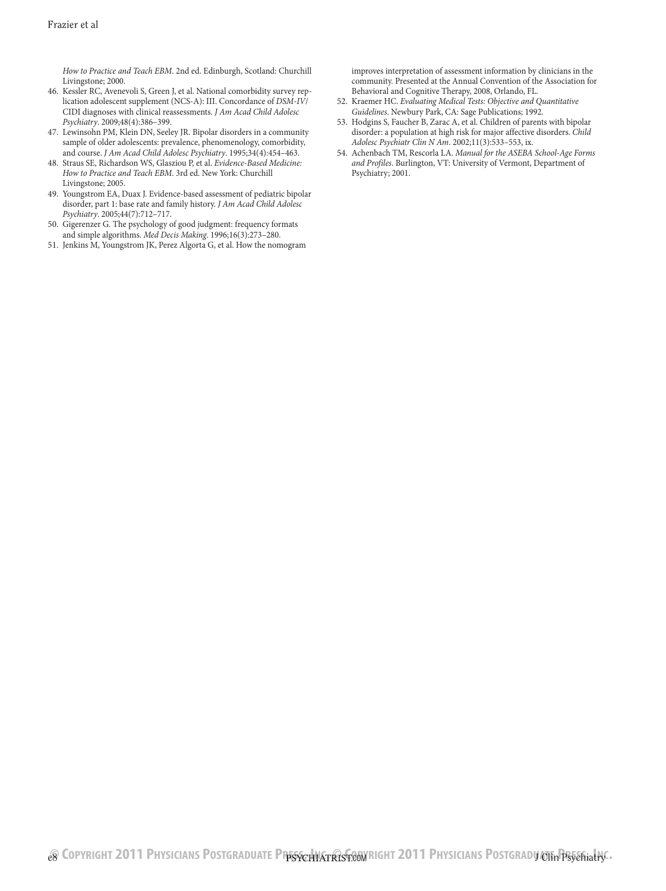*How to Practice and Teach EBM*. 2nd ed. Edinburgh, Scotland: Churchill Livingstone; 2000.

46. Kessler RC, Avenevoli S, Green J, et al. National comorbidity survey replication adolescent supplement (NCS-A): III. Concordance of *DSM-IV*/CIDI diagnoses with clinical reassessments. *J Am Acad Child Adolesc Psychiatry*. 2009;48(4):386–399.
47. Lewinsohn PM, Klein DN, Seeley JR. Bipolar disorders in a community sample of older adolescents: prevalence, phenomenology, comorbidity, and course. *J Am Acad Child Adolesc Psychiatry*. 1995;34(4):454–463.
48. Straus SE, Richardson WS, Glasziou P, et al. *Evidence-Based Medicine: How to Practice and Teach EBM*. 3rd ed. New York: Churchill Livingstone; 2005.
49. Youngstrom EA, Duax J. Evidence-based assessment of pediatric bipolar disorder, part 1: base rate and family history. *J Am Acad Child Adolesc Psychiatry*. 2005;44(7):712–717.
50. Gigerenzer G. The psychology of good judgment: frequency formats and simple algorithms. *Med Decis Making*. 1996;16(3):273–280.
51. Jenkins M, Youngstrom JK, Perez Algorta G, et al. How the nomogram improves interpretation of assessment information by clinicians in the community. Presented at the Annual Convention of the Association for Behavioral and Cognitive Therapy, 2008, Orlando, FL.
52. Kraemer HC. *Evaluating Medical Tests: Objective and Quantitative Guidelines*. Newbury Park, CA: Sage Publications; 1992.
53. Hodgins S, Faucher B, Zarac A, et al. Children of parents with bipolar disorder: a population at high risk for major affective disorders. *Child Adolesc Psychiatr Clin N Am*. 2002;11(3):533–553, ix.
54. Achenbach TM, Rescorla LA. *Manual for the ASEBA School-Age Forms and Profiles*. Burlington, VT: University of Vermont, Department of Psychiatry; 2001.